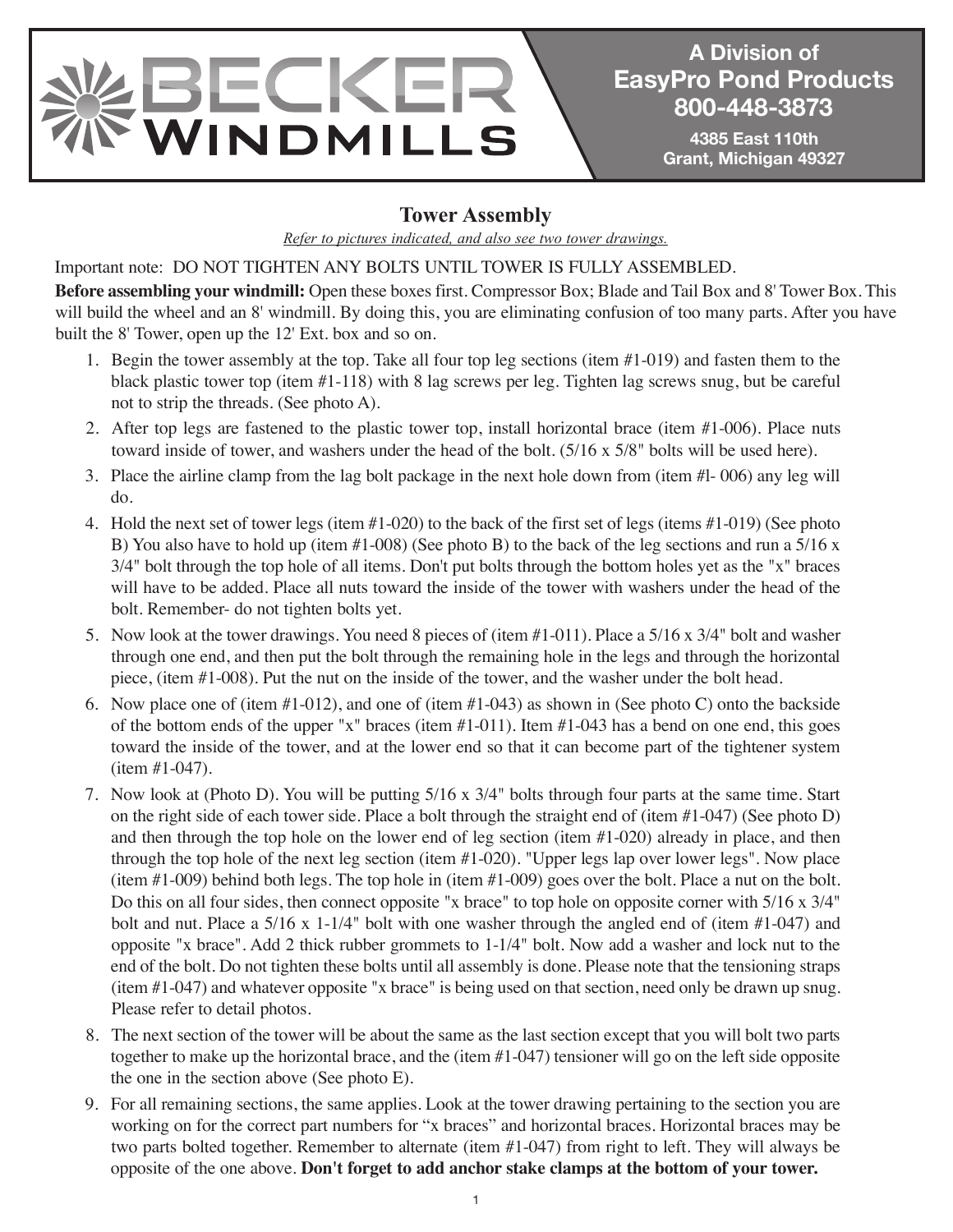BECKER WINDMILLS

**A Division of EasyPro Pond Products**
**800-448-3873**
**4385 East 110th**
**Grant, Michigan 49327**

## Tower Assembly

*Refer to pictures indicated, and also see two tower drawings.*

Important note: DO NOT TIGHTEN ANY BOLTS UNTIL TOWER IS FULLY ASSEMBLED.

**Before assembling your windmill:** Open these boxes first. Compressor Box; Blade and Tail Box and 8' Tower Box. This will build the wheel and an 8' windmill. By doing this, you are eliminating confusion of too many parts. After you have built the 8' Tower, open up the 12' Ext. box and so on.

1. Begin the tower assembly at the top. Take all four top leg sections (item #1-019) and fasten them to the black plastic tower top (item #1-118) with 8 lag screws per leg. Tighten lag screws snug, but be careful not to strip the threads. (See photo A).
2. After top legs are fastened to the plastic tower top, install horizontal brace (item #1-006). Place nuts toward inside of tower, and washers under the head of the bolt. (5/16 x 5/8" bolts will be used here).
3. Place the airline clamp from the lag bolt package in the next hole down from (item #l- 006) any leg will do.
4. Hold the next set of tower legs (item #1-020) to the back of the first set of legs (items #1-019) (See photo B) You also have to hold up (item #1-008) (See photo B) to the back of the leg sections and run a 5/16 x 3/4" bolt through the top hole of all items. Don't put bolts through the bottom holes yet as the "x" braces will have to be added. Place all nuts toward the inside of the tower with washers under the head of the bolt. Remember- do not tighten bolts yet.
5. Now look at the tower drawings. You need 8 pieces of (item #1-011). Place a 5/16 x 3/4" bolt and washer through one end, and then put the bolt through the remaining hole in the legs and through the horizontal piece, (item #1-008). Put the nut on the inside of the tower, and the washer under the bolt head.
6. Now place one of (item #1-012), and one of (item #1-043) as shown in (See photo C) onto the backside of the bottom ends of the upper "x" braces (item #1-011). Item #1-043 has a bend on one end, this goes toward the inside of the tower, and at the lower end so that it can become part of the tightener system (item #1-047).
7. Now look at (Photo D). You will be putting 5/16 x 3/4" bolts through four parts at the same time. Start on the right side of each tower side. Place a bolt through the straight end of (item #1-047) (See photo D) and then through the top hole on the lower end of leg section (item #1-020) already in place, and then through the top hole of the next leg section (item #1-020). "Upper legs lap over lower legs". Now place (item #1-009) behind both legs. The top hole in (item #1-009) goes over the bolt. Place a nut on the bolt. Do this on all four sides, then connect opposite "x brace" to top hole on opposite corner with 5/16 x 3/4" bolt and nut. Place a 5/16 x 1-1/4" bolt with one washer through the angled end of (item #1-047) and opposite "x brace". Add 2 thick rubber grommets to 1-1/4" bolt. Now add a washer and lock nut to the end of the bolt. Do not tighten these bolts until all assembly is done. Please note that the tensioning straps (item #1-047) and whatever opposite "x brace" is being used on that section, need only be drawn up snug. Please refer to detail photos.
8. The next section of the tower will be about the same as the last section except that you will bolt two parts together to make up the horizontal brace, and the (item #1-047) tensioner will go on the left side opposite the one in the section above (See photo E).
9. For all remaining sections, the same applies. Look at the tower drawing pertaining to the section you are working on for the correct part numbers for "x braces" and horizontal braces. Horizontal braces may be two parts bolted together. Remember to alternate (item #1-047) from right to left. They will always be opposite of the one above. **Don't forget to add anchor stake clamps at the bottom of your tower.**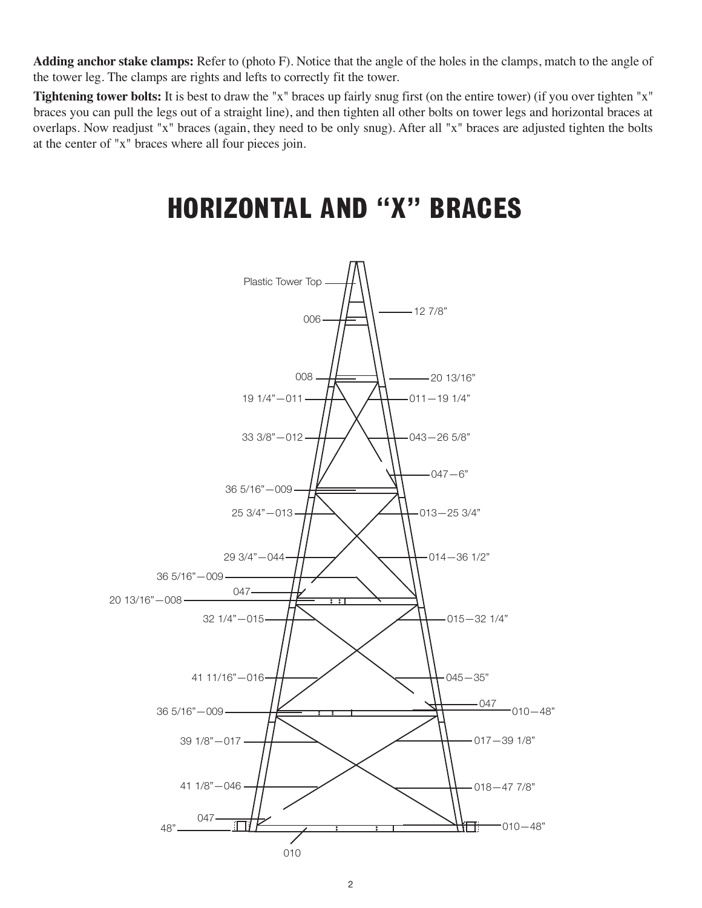**Adding anchor stake clamps:** Refer to (photo F). Notice that the angle of the holes in the clamps, match to the angle of the tower leg. The clamps are rights and lefts to correctly fit the tower.

**Tightening tower bolts:** It is best to draw the "x" braces up fairly snug first (on the entire tower) (if you over tighten "x" braces you can pull the legs out of a straight line), and then tighten all other bolts on tower legs and horizontal braces at overlaps. Now readjust "x" braces (again, they need to be only snug). After all "x" braces are adjusted tighten the bolts at the center of "x" braces where all four pieces join.

# HORIZONTAL AND "X" BRACES

Plastic Tower Top

006

12 7/8"

008

20 13/16"

19 1/4"—011

011—19 1/4"

33 3/8"—012

043—26 5/8"

047—6"

36 5/16"—009

25 3/4"—013

013—25 3/4"

29 3/4"—044

014—36 1/2"

36 5/16"—009

047

20 13/16"—008

32 1/4"—015

015—32 1/4"

41 11/16"—016

045—35"

047

36 5/16"—009

010—48"

39 1/8"—017

017—39 1/8"

41 1/8"—046

018—47 7/8"

047

48"

010—48"

010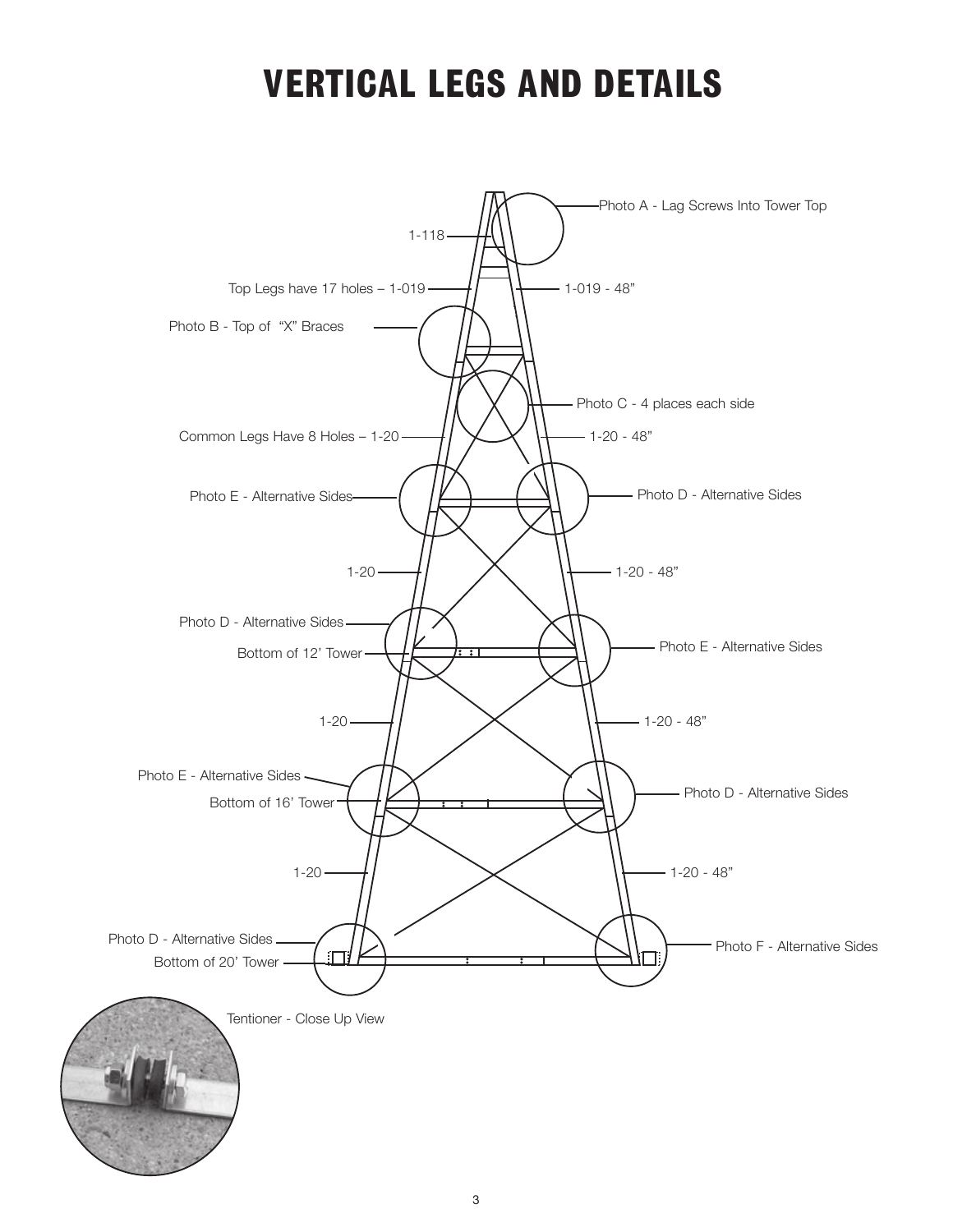# VERTICAL LEGS AND DETAILS

Photo A - Lag Screws Into Tower Top

1-118

Top Legs have 17 holes – 1-019

1-019 - 48"

Photo B - Top of "X" Braces

Photo C - 4 places each side

Common Legs Have 8 Holes – 1-20

1-20 - 48"

Photo E - Alternative Sides

Photo D - Alternative Sides

1-20

1-20 - 48"

Photo D - Alternative Sides

Bottom of 12' Tower

Photo E - Alternative Sides

1-20

1-20 - 48"

Photo E - Alternative Sides

Bottom of 16' Tower

Photo D - Alternative Sides

1-20

1-20 - 48"

Photo D - Alternative Sides

Bottom of 20' Tower

Photo F - Alternative Sides

Tentioner - Close Up View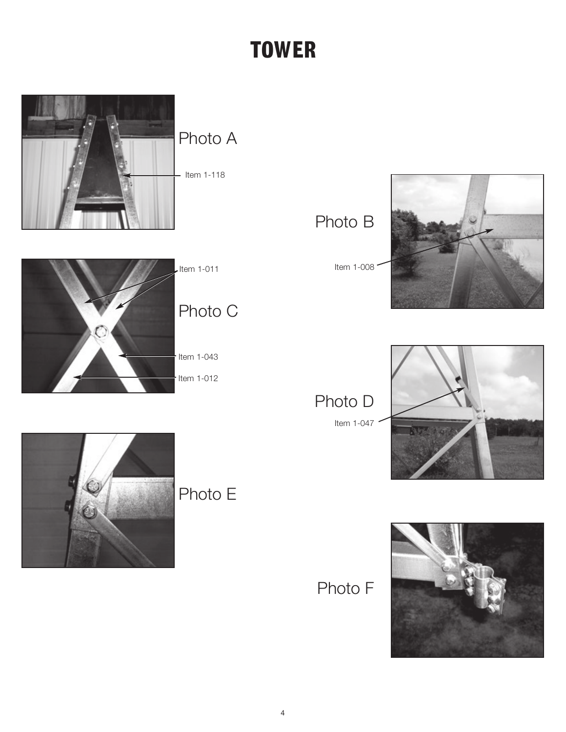# TOWER

Photo A

Item 1-118

Photo B

Item 1-008

Photo C

Item 1-011

Item 1-043

Item 1-012

Photo D

Item 1-047

Photo E

Photo F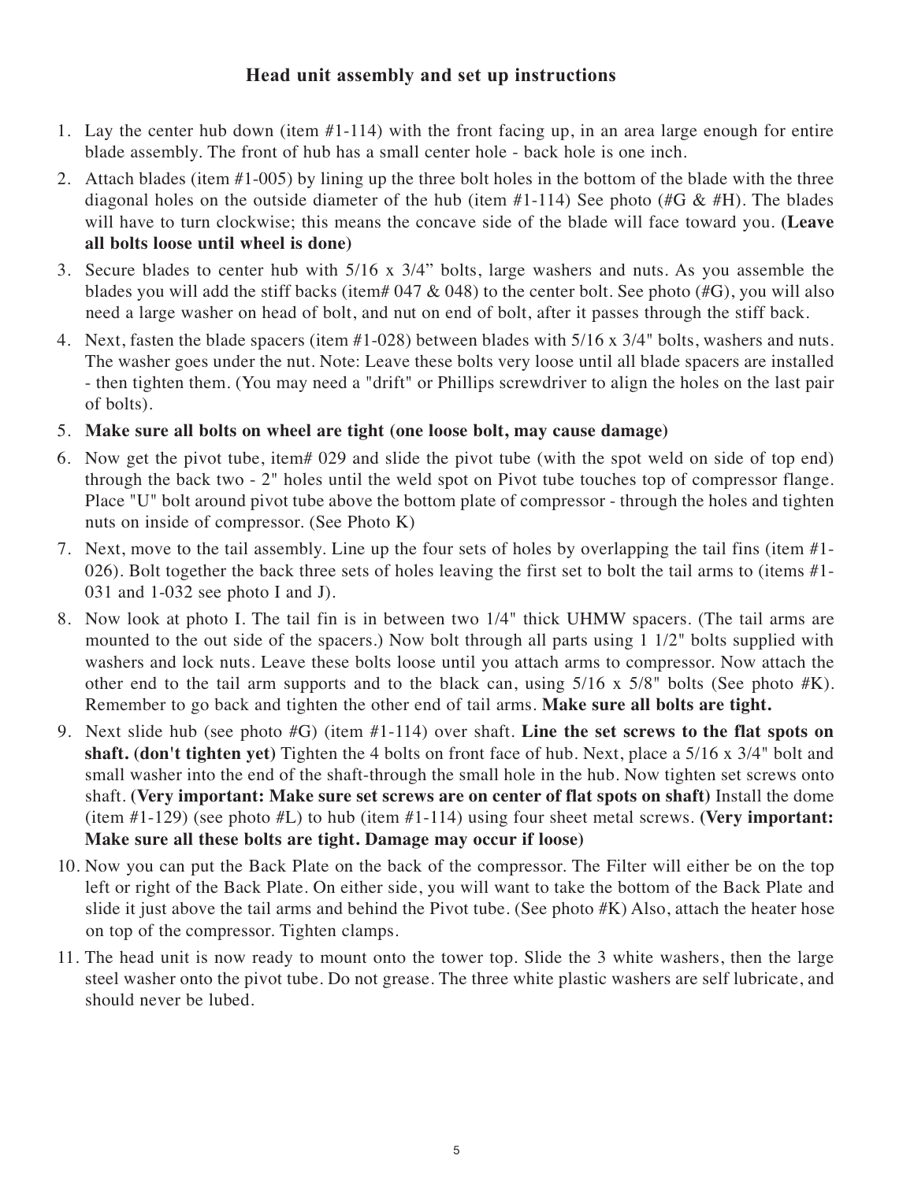## Head unit assembly and set up instructions

1. Lay the center hub down (item #1-114) with the front facing up, in an area large enough for entire blade assembly. The front of hub has a small center hole - back hole is one inch.
2. Attach blades (item #1-005) by lining up the three bolt holes in the bottom of the blade with the three diagonal holes on the outside diameter of the hub (item #1-114) See photo (#G & #H). The blades will have to turn clockwise; this means the concave side of the blade will face toward you. **(Leave all bolts loose until wheel is done)**
3. Secure blades to center hub with 5/16 x 3/4” bolts, large washers and nuts. As you assemble the blades you will add the stiff backs (item# 047 & 048) to the center bolt. See photo (#G), you will also need a large washer on head of bolt, and nut on end of bolt, after it passes through the stiff back.
4. Next, fasten the blade spacers (item #1-028) between blades with 5/16 x 3/4" bolts, washers and nuts. The washer goes under the nut. Note: Leave these bolts very loose until all blade spacers are installed - then tighten them. (You may need a "drift" or Phillips screwdriver to align the holes on the last pair of bolts).
5. **Make sure all bolts on wheel are tight (one loose bolt, may cause damage)**
6. Now get the pivot tube, item# 029 and slide the pivot tube (with the spot weld on side of top end) through the back two - 2" holes until the weld spot on Pivot tube touches top of compressor flange. Place "U" bolt around pivot tube above the bottom plate of compressor - through the holes and tighten nuts on inside of compressor. (See Photo K)
7. Next, move to the tail assembly. Line up the four sets of holes by overlapping the tail fins (item #1-026). Bolt together the back three sets of holes leaving the first set to bolt the tail arms to (items #1-031 and 1-032 see photo I and J).
8. Now look at photo I. The tail fin is in between two 1/4" thick UHMW spacers. (The tail arms are mounted to the out side of the spacers.) Now bolt through all parts using 1 1/2" bolts supplied with washers and lock nuts. Leave these bolts loose until you attach arms to compressor. Now attach the other end to the tail arm supports and to the black can, using 5/16 x 5/8" bolts (See photo #K). Remember to go back and tighten the other end of tail arms. **Make sure all bolts are tight.**
9. Next slide hub (see photo #G) (item #1-114) over shaft. **Line the set screws to the flat spots on shaft. (don't tighten yet)** Tighten the 4 bolts on front face of hub. Next, place a 5/16 x 3/4" bolt and small washer into the end of the shaft-through the small hole in the hub. Now tighten set screws onto shaft. **(Very important: Make sure set screws are on center of flat spots on shaft)** Install the dome (item #1-129) (see photo #L) to hub (item #1-114) using four sheet metal screws. **(Very important: Make sure all these bolts are tight. Damage may occur if loose)**
10. Now you can put the Back Plate on the back of the compressor. The Filter will either be on the top left or right of the Back Plate. On either side, you will want to take the bottom of the Back Plate and slide it just above the tail arms and behind the Pivot tube. (See photo #K) Also, attach the heater hose on top of the compressor. Tighten clamps.
11. The head unit is now ready to mount onto the tower top. Slide the 3 white washers, then the large steel washer onto the pivot tube. Do not grease. The three white plastic washers are self lubricate, and should never be lubed.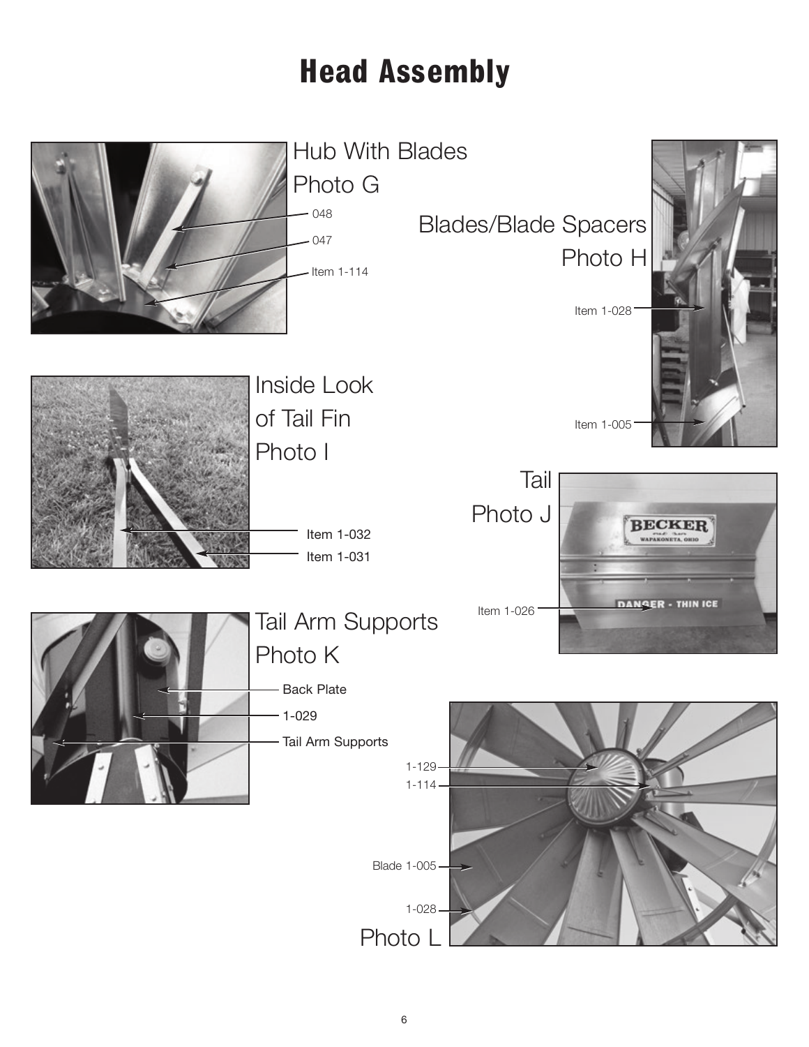# Head Assembly

Hub With Blades
Photo G

- 048
- 047
- Item 1-114

Blades/Blade Spacers
Photo H

- Item 1-028
- Item 1-005

Inside Look
of Tail Fin
Photo I

- Item 1-032
- Item 1-031

Tail
Photo J

- Item 1-026

Tail Arm Supports
Photo K

- Back Plate
- 1-029
- Tail Arm Supports

Photo L

- 1-129
- 1-114
- Blade 1-005
- 1-028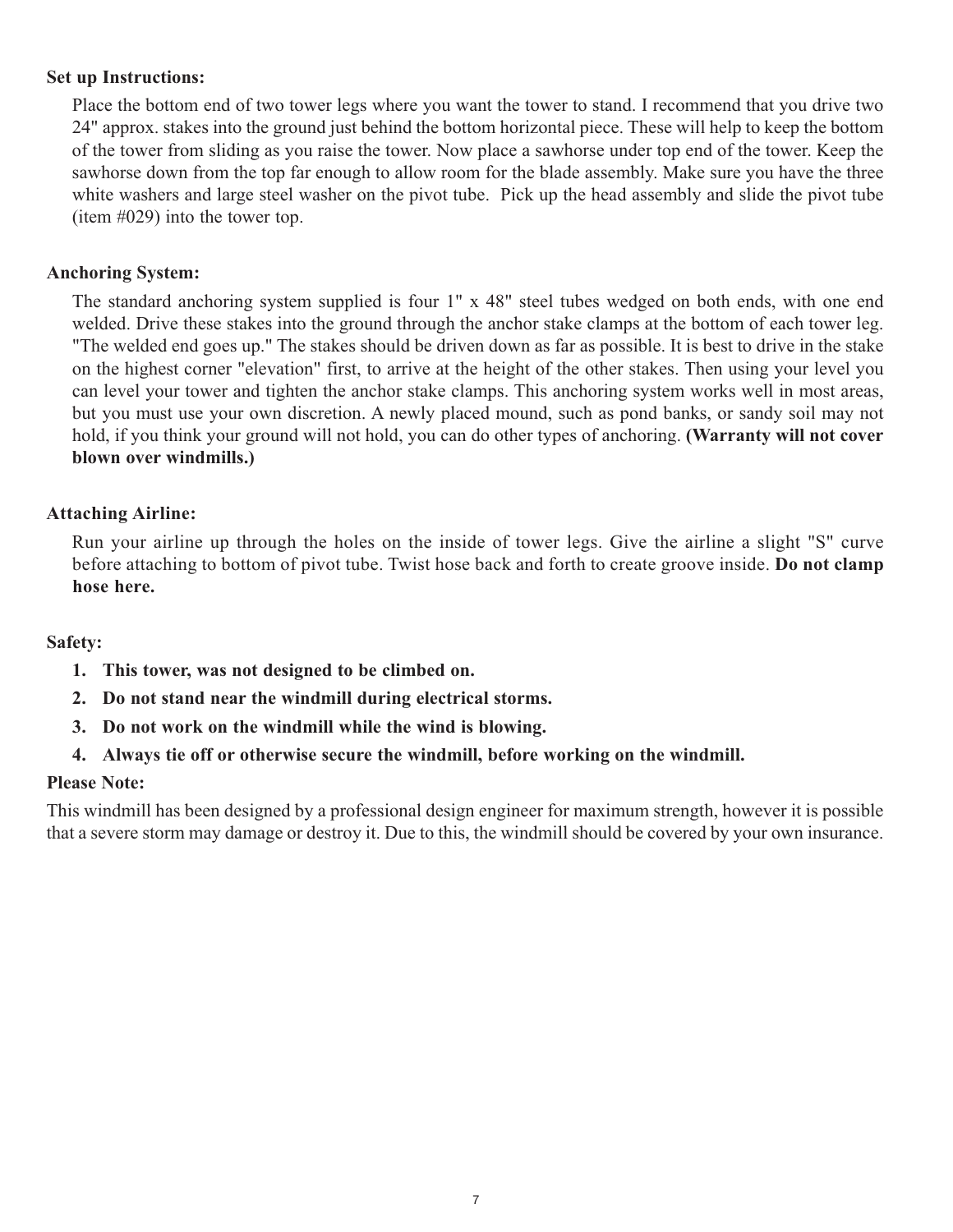**Set up Instructions:**

Place the bottom end of two tower legs where you want the tower to stand. I recommend that you drive two 24" approx. stakes into the ground just behind the bottom horizontal piece. These will help to keep the bottom of the tower from sliding as you raise the tower. Now place a sawhorse under top end of the tower. Keep the sawhorse down from the top far enough to allow room for the blade assembly. Make sure you have the three white washers and large steel washer on the pivot tube. Pick up the head assembly and slide the pivot tube (item #029) into the tower top.

**Anchoring System:**

The standard anchoring system supplied is four 1" x 48" steel tubes wedged on both ends, with one end welded. Drive these stakes into the ground through the anchor stake clamps at the bottom of each tower leg. "The welded end goes up." The stakes should be driven down as far as possible. It is best to drive in the stake on the highest corner "elevation" first, to arrive at the height of the other stakes. Then using your level you can level your tower and tighten the anchor stake clamps. This anchoring system works well in most areas, but you must use your own discretion. A newly placed mound, such as pond banks, or sandy soil may not hold, if you think your ground will not hold, you can do other types of anchoring. **(Warranty will not cover blown over windmills.)**

**Attaching Airline:**

Run your airline up through the holes on the inside of tower legs. Give the airline a slight "S" curve before attaching to bottom of pivot tube. Twist hose back and forth to create groove inside. **Do not clamp hose here.**

**Safety:**

1. **This tower, was not designed to be climbed on.**
2. **Do not stand near the windmill during electrical storms.**
3. **Do not work on the windmill while the wind is blowing.**
4. **Always tie off or otherwise secure the windmill, before working on the windmill.**

**Please Note:**

This windmill has been designed by a professional design engineer for maximum strength, however it is possible that a severe storm may damage or destroy it. Due to this, the windmill should be covered by your own insurance.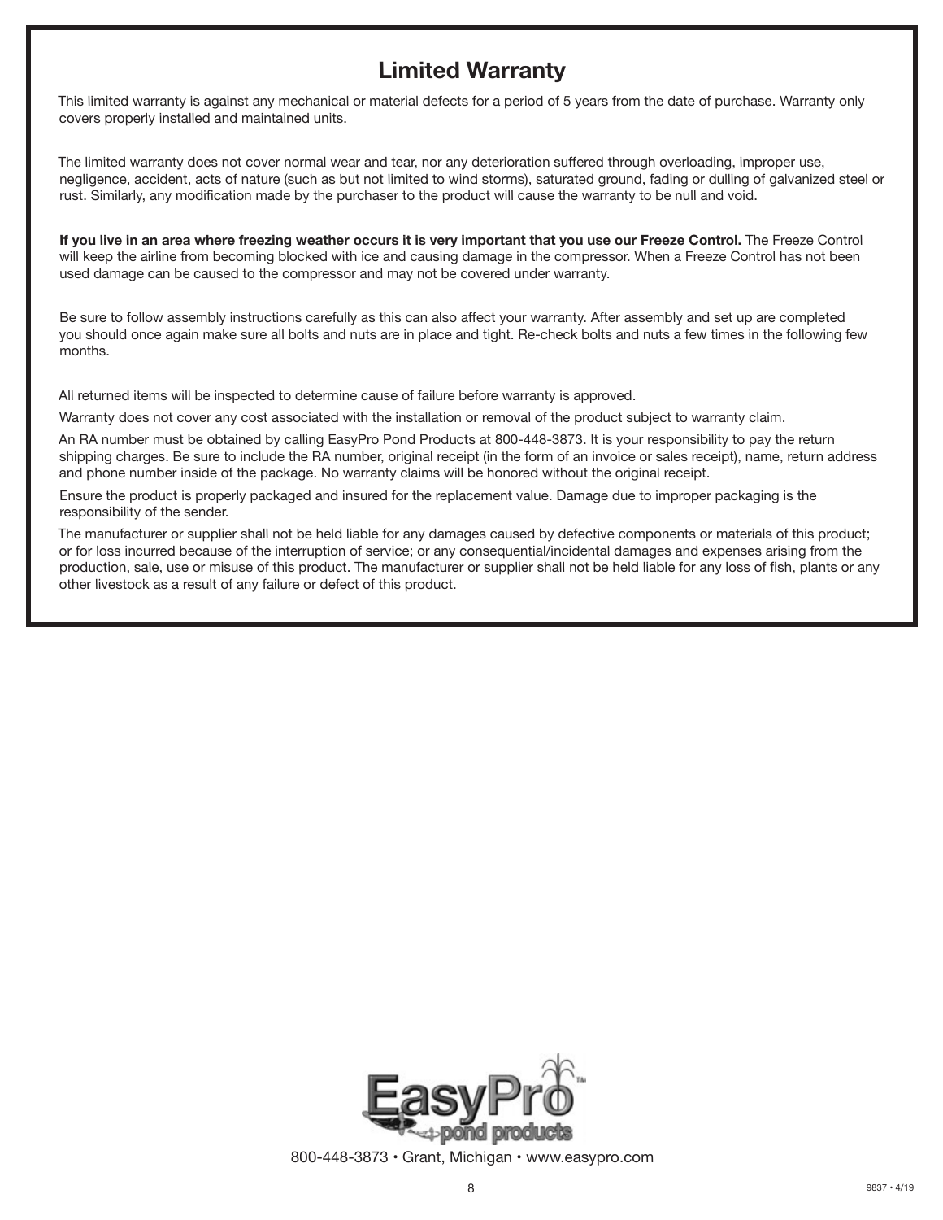# Limited Warranty

This limited warranty is against any mechanical or material defects for a period of 5 years from the date of purchase. Warranty only covers properly installed and maintained units.

The limited warranty does not cover normal wear and tear, nor any deterioration suffered through overloading, improper use, negligence, accident, acts of nature (such as but not limited to wind storms), saturated ground, fading or dulling of galvanized steel or rust. Similarly, any modification made by the purchaser to the product will cause the warranty to be null and void.

**If you live in an area where freezing weather occurs it is very important that you use our Freeze Control.** The Freeze Control will keep the airline from becoming blocked with ice and causing damage in the compressor. When a Freeze Control has not been used damage can be caused to the compressor and may not be covered under warranty.

Be sure to follow assembly instructions carefully as this can also affect your warranty. After assembly and set up are completed you should once again make sure all bolts and nuts are in place and tight. Re-check bolts and nuts a few times in the following few months.

All returned items will be inspected to determine cause of failure before warranty is approved.

Warranty does not cover any cost associated with the installation or removal of the product subject to warranty claim.

An RA number must be obtained by calling EasyPro Pond Products at 800-448-3873. It is your responsibility to pay the return shipping charges. Be sure to include the RA number, original receipt (in the form of an invoice or sales receipt), name, return address and phone number inside of the package. No warranty claims will be honored without the original receipt.

Ensure the product is properly packaged and insured for the replacement value. Damage due to improper packaging is the responsibility of the sender.

The manufacturer or supplier shall not be held liable for any damages caused by defective components or materials of this product; or for loss incurred because of the interruption of service; or any consequential/incidental damages and expenses arising from the production, sale, use or misuse of this product. The manufacturer or supplier shall not be held liable for any loss of fish, plants or any other livestock as a result of any failure or defect of this product.

EasyPro™ pond products

800-448-3873 • Grant, Michigan • www.easypro.com

9837 • 4/19